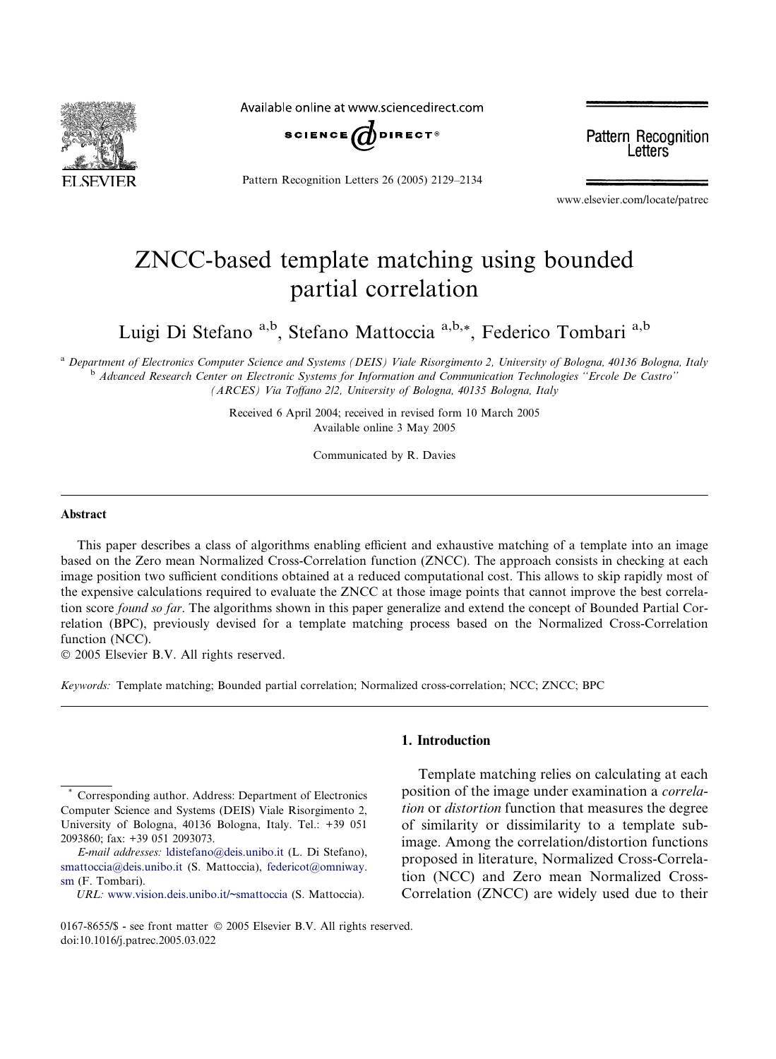# ZNCC-based template matching using bounded partial correlation

Luigi Di Stefano [a,b], Stefano Mattoccia [a,b,*], Federico Tombari [a,b]

[a] *Department of Electronics Computer Science and Systems (DEIS) Viale Risorgimento 2, University of Bologna, 40136 Bologna, Italy*
[b] *Advanced Research Center on Electronic Systems for Information and Communication Technologies "Ercole De Castro" (ARCES) Via Toffano 2/2, University of Bologna, 40135 Bologna, Italy*

Received 6 April 2004; received in revised form 10 March 2005
Available online 3 May 2005

Communicated by R. Davies

## Abstract

This paper describes a class of algorithms enabling efficient and exhaustive matching of a template into an image based on the Zero mean Normalized Cross-Correlation function (ZNCC). The approach consists in checking at each image position two sufficient conditions obtained at a reduced computational cost. This allows to skip rapidly most of the expensive calculations required to evaluate the ZNCC at those image points that cannot improve the best correlation score *found so far*. The algorithms shown in this paper generalize and extend the concept of Bounded Partial Correlation (BPC), previously devised for a template matching process based on the Normalized Cross-Correlation function (NCC).

© 2005 Elsevier B.V. All rights reserved.

*Keywords:* Template matching; Bounded partial correlation; Normalized cross-correlation; NCC; ZNCC; BPC

## 1. Introduction

Template matching relies on calculating at each position of the image under examination a *correlation* or *distortion* function that measures the degree of similarity or dissimilarity to a template subimage. Among the correlation/distortion functions proposed in literature, Normalized Cross-Correlation (NCC) and Zero mean Normalized Cross-Correlation (ZNCC) are widely used due to their

---

* Corresponding author. Address: Department of Electronics Computer Science and Systems (DEIS) Viale Risorgimento 2, University of Bologna, 40136 Bologna, Italy. Tel.: +39 051 2093860; fax: +39 051 2093073.

*E-mail addresses:* ldistefano@deis.unibo.it (L. Di Stefano), smattoccia@deis.unibo.it (S. Mattoccia), federicot@omniway.sm (F. Tombari).

*URL:* www.vision.deis.unibo.it/~smattoccia (S. Mattoccia).

0167-8655/$ - see front matter © 2005 Elsevier B.V. All rights reserved.
doi:10.1016/j.patrec.2005.03.022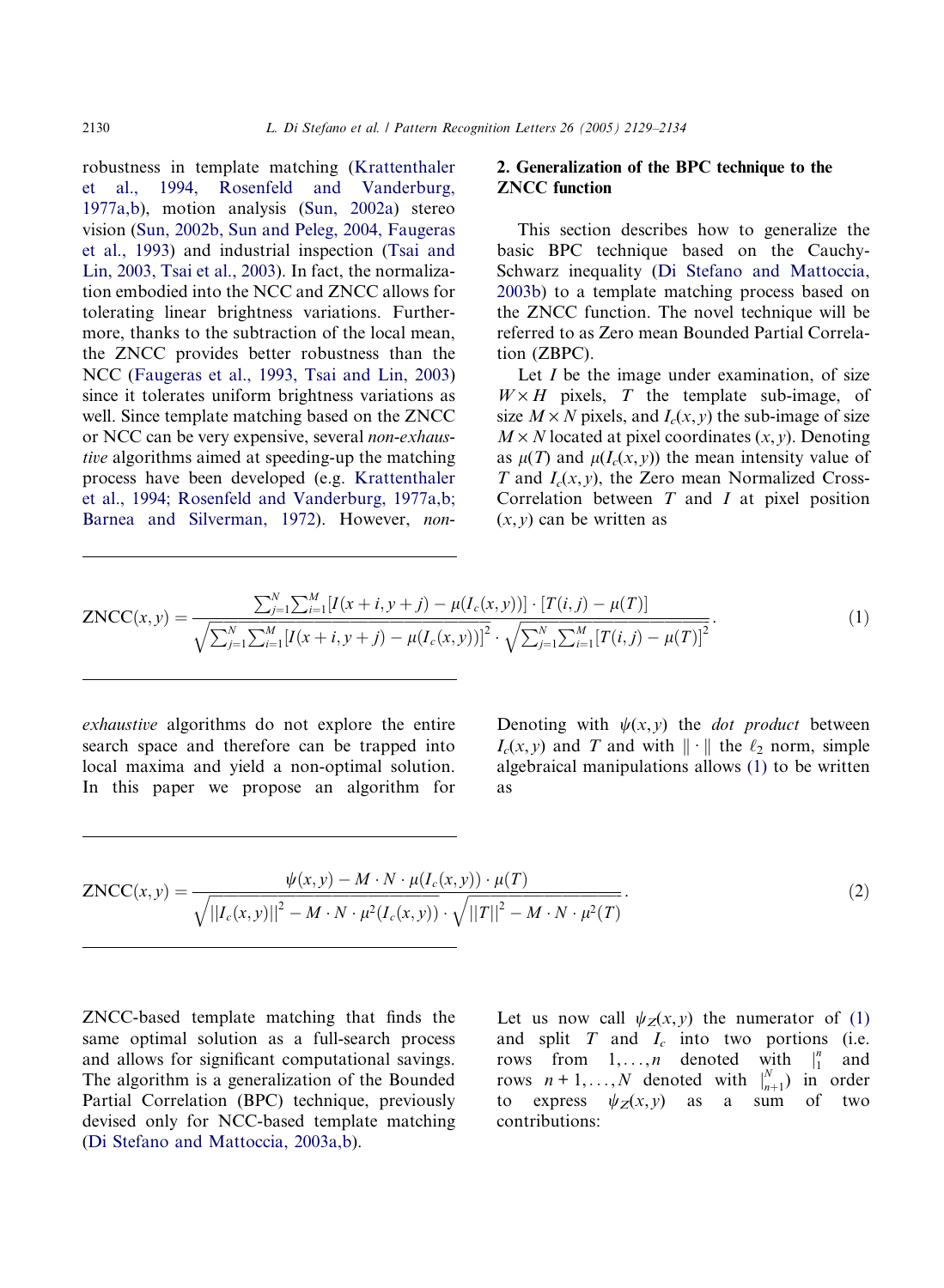robustness in template matching (Krattenthaler et al., 1994, Rosenfeld and Vanderburg, 1977a,b), motion analysis (Sun, 2002a) stereo vision (Sun, 2002b, Sun and Peleg, 2004, Faugeras et al., 1993) and industrial inspection (Tsai and Lin, 2003, Tsai et al., 2003). In fact, the normalization embodied into the NCC and ZNCC allows for tolerating linear brightness variations. Furthermore, thanks to the subtraction of the local mean, the ZNCC provides better robustness than the NCC (Faugeras et al., 1993, Tsai and Lin, 2003) since it tolerates uniform brightness variations as well. Since template matching based on the ZNCC or NCC can be very expensive, several *non-exhaustive* algorithms aimed at speeding-up the matching process have been developed (e.g. Krattenthaler et al., 1994; Rosenfeld and Vanderburg, 1977a,b; Barnea and Silverman, 1972). However, *non-exhaustive* algorithms do not explore the entire search space and therefore can be trapped into local maxima and yield a non-optimal solution. In this paper we propose an algorithm for ZNCC-based template matching that finds the same optimal solution as a full-search process and allows for significant computational savings. The algorithm is a generalization of the Bounded Partial Correlation (BPC) technique, previously devised only for NCC-based template matching (Di Stefano and Mattoccia, 2003a,b).

## 2. Generalization of the BPC technique to the ZNCC function

This section describes how to generalize the basic BPC technique based on the Cauchy-Schwarz inequality (Di Stefano and Mattoccia, 2003b) to a template matching process based on the ZNCC function. The novel technique will be referred to as Zero mean Bounded Partial Correlation (ZBPC).

Let $I$ be the image under examination, of size $W \times H$ pixels, $T$ the template sub-image, of size $M \times N$ pixels, and $I_c(x, y)$ the sub-image of size $M \times N$ located at pixel coordinates $(x, y)$. Denoting as $\mu(T)$ and $\mu(I_c(x, y))$ the mean intensity value of $T$ and $I_c(x, y)$, the Zero mean Normalized Cross-Correlation between $T$ and $I$ at pixel position $(x, y)$ can be written as

$$\mathrm{ZNCC}(x,y) = \frac{\sum_{j=1}^{N}\sum_{i=1}^{M}[I(x+i,y+j) - \mu(I_c(x,y))] \cdot [T(i,j) - \mu(T)]}{\sqrt{\sum_{j=1}^{N}\sum_{i=1}^{M}[I(x+i,y+j) - \mu(I_c(x,y))]^2} \cdot \sqrt{\sum_{j=1}^{N}\sum_{i=1}^{M}[T(i,j) - \mu(T)]^2}}. \tag{1}$$

Denoting with $\psi(x, y)$ the *dot product* between $I_c(x, y)$ and $T$ and with $\| \cdot \|$ the $\ell_2$ norm, simple algebraical manipulations allows (1) to be written as

$$\mathrm{ZNCC}(x,y) = \frac{\psi(x,y) - M \cdot N \cdot \mu(I_c(x,y)) \cdot \mu(T)}{\sqrt{\|I_c(x,y)\|^2 - M \cdot N \cdot \mu^2(I_c(x,y))} \cdot \sqrt{\|T\|^2 - M \cdot N \cdot \mu^2(T)}}. \tag{2}$$

Let us now call $\psi_Z(x, y)$ the numerator of (1) and split $T$ and $I_c$ into two portions (i.e. rows from $1, \ldots, n$ denoted with $|_1^n$ and rows $n+1, \ldots, N$ denoted with $|_{n+1}^N$) in order to express $\psi_Z(x, y)$ as a sum of two contributions: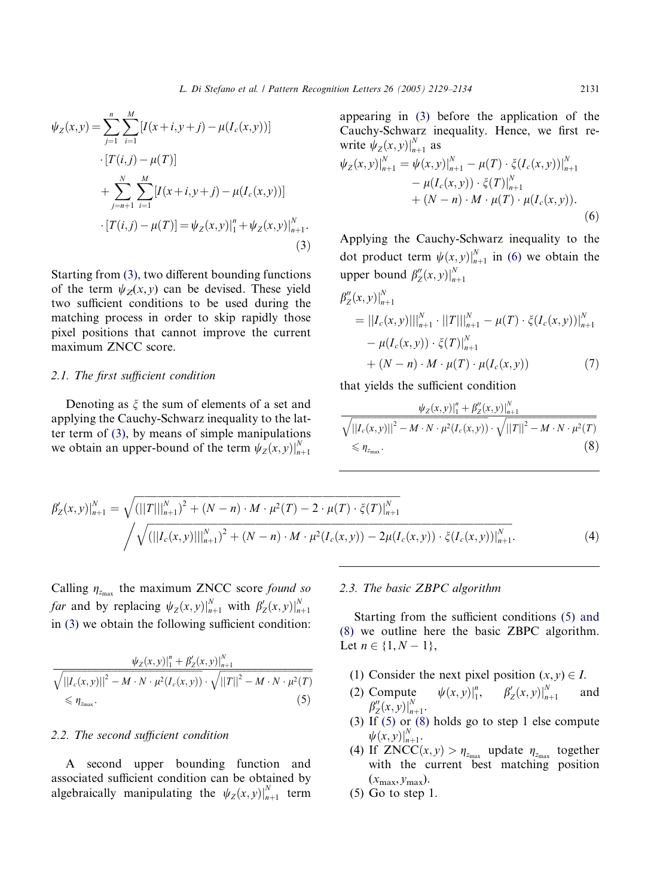$$\psi_Z(x,y) = \sum_{j=1}^{n}\sum_{i=1}^{M}[I(x+i,y+j) - \mu(I_c(x,y))] \cdot [T(i,j) - \mu(T)] + \sum_{j=n+1}^{N}\sum_{i=1}^{M}[I(x+i,y+j) - \mu(I_c(x,y))] \cdot [T(i,j) - \mu(T)] = \psi_Z(x,y)|_1^n + \psi_Z(x,y)|_{n+1}^N. \tag{3}$$

Starting from (3), two different bounding functions of the term $\psi_Z(x,y)$ can be devised. These yield two sufficient conditions to be used during the matching process in order to skip rapidly those pixel positions that cannot improve the current maximum ZNCC score.

### 2.1. The first sufficient condition

Denoting as $\xi$ the sum of elements of a set and applying the Cauchy-Schwarz inequality to the latter term of (3), by means of simple manipulations we obtain an upper-bound of the term $\psi_Z(x,y)|_{n+1}^N$

$$\beta'_Z(x,y)|_{n+1}^N = \sqrt{(||T|||_{n+1}^N)^2 + (N-n)\cdot M\cdot \mu^2(T) - 2\cdot\mu(T)\cdot\xi(T)|_{n+1}^N} \Big/ \sqrt{(||I_c(x,y)|||_{n+1}^N)^2 + (N-n)\cdot M\cdot\mu^2(I_c(x,y)) - 2\mu(I_c(x,y))\cdot\xi(I_c(x,y))|_{n+1}^N}. \tag{4}$$

Calling $\eta_{z_{\max}}$ the maximum ZNCC score *found so far* and by replacing $\psi_Z(x,y)|_{n+1}^N$ with $\beta'_Z(x,y)|_{n+1}^N$ in (3) we obtain the following sufficient condition:

$$\frac{\psi_Z(x,y)|_1^n + \beta'_Z(x,y)|_{n+1}^N}{\sqrt{||I_c(x,y)||^2 - M\cdot N\cdot\mu^2(I_c(x,y))}\cdot\sqrt{||T||^2 - M\cdot N\cdot\mu^2(T)}} \leqslant \eta_{z_{\max}}. \tag{5}$$

### 2.2. The second sufficient condition

A second upper bounding function and associated sufficient condition can be obtained by algebraically manipulating the $\psi_Z(x,y)|_{n+1}^N$ term appearing in (3) before the application of the Cauchy-Schwarz inequality. Hence, we first rewrite $\psi_Z(x,y)|_{n+1}^N$ as

$$\psi_Z(x,y)|_{n+1}^N = \psi(x,y)|_{n+1}^N - \mu(T)\cdot\xi(I_c(x,y))|_{n+1}^N - \mu(I_c(x,y))\cdot\xi(T)|_{n+1}^N + (N-n)\cdot M\cdot\mu(T)\cdot\mu(I_c(x,y)). \tag{6}$$

Applying the Cauchy-Schwarz inequality to the dot product term $\psi(x,y)|_{n+1}^N$ in (6) we obtain the upper bound $\beta''_Z(x,y)|_{n+1}^N$

$$\beta''_Z(x,y)|_{n+1}^N = ||I_c(x,y)|||_{n+1}^N \cdot ||T|||_{n+1}^N - \mu(T)\cdot\xi(I_c(x,y))|_{n+1}^N - \mu(I_c(x,y))\cdot\xi(T)|_{n+1}^N + (N-n)\cdot M\cdot\mu(T)\cdot\mu(I_c(x,y)) \tag{7}$$

that yields the sufficient condition

$$\frac{\psi_Z(x,y)|_1^n + \beta''_Z(x,y)|_{n+1}^N}{\sqrt{||I_c(x,y)||^2 - M\cdot N\cdot\mu^2(I_c(x,y))}\cdot\sqrt{||T||^2 - M\cdot N\cdot\mu^2(T)}} \leqslant \eta_{z_{\max}}. \tag{8}$$

### 2.3. The basic ZBPC algorithm

Starting from the sufficient conditions (5) and (8) we outline here the basic ZBPC algorithm. Let $n \in \{1, N-1\}$,

1. Consider the next pixel position $(x,y) \in I$.
2. Compute $\psi(x,y)|_1^n$, $\beta'_Z(x,y)|_{n+1}^N$ and $\beta''_Z(x,y)|_{n+1}^N$.
3. If (5) or (8) holds go to step 1 else compute $\psi(x,y)|_{n+1}^N$.
4. If $\text{ZNCC}(x,y) > \eta_{z_{\max}}$ update $\eta_{z_{\max}}$ together with the current best matching position $(x_{\max}, y_{\max})$.
5. Go to step 1.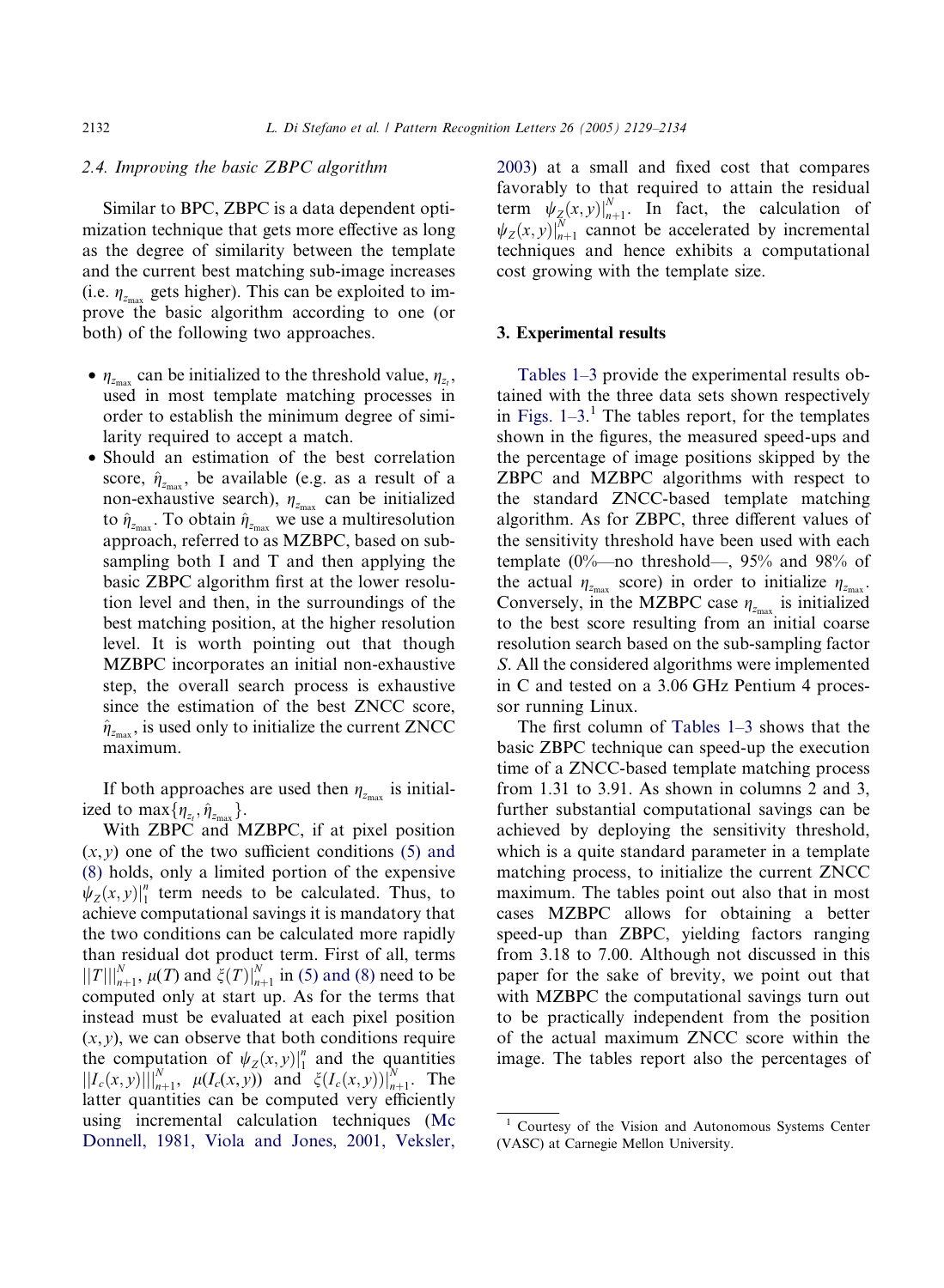### 2.4. Improving the basic ZBPC algorithm

Similar to BPC, ZBPC is a data dependent optimization technique that gets more effective as long as the degree of similarity between the template and the current best matching sub-image increases (i.e. $\eta_{z_{\max}}$ gets higher). This can be exploited to improve the basic algorithm according to one (or both) of the following two approaches.

- $\eta_{z_{\max}}$ can be initialized to the threshold value, $\eta_{z_t}$, used in most template matching processes in order to establish the minimum degree of similarity required to accept a match.
- Should an estimation of the best correlation score, $\hat{\eta}_{z_{\max}}$, be available (e.g. as a result of a non-exhaustive search), $\eta_{z_{\max}}$ can be initialized to $\hat{\eta}_{z_{\max}}$. To obtain $\hat{\eta}_{z_{\max}}$ we use a multiresolution approach, referred to as MZBPC, based on subsampling both I and T and then applying the basic ZBPC algorithm first at the lower resolution level and then, in the surroundings of the best matching position, at the higher resolution level. It is worth pointing out that though MZBPC incorporates an initial non-exhaustive step, the overall search process is exhaustive since the estimation of the best ZNCC score, $\hat{\eta}_{z_{\max}}$, is used only to initialize the current ZNCC maximum.

If both approaches are used then $\eta_{z_{\max}}$ is initialized to $\max\{\eta_{z_t}, \hat{\eta}_{z_{\max}}\}$.

With ZBPC and MZBPC, if at pixel position $(x, y)$ one of the two sufficient conditions (5) and (8) holds, only a limited portion of the expensive $\psi_Z(x,y)|_1^n$ term needs to be calculated. Thus, to achieve computational savings it is mandatory that the two conditions can be calculated more rapidly than residual dot product term. First of all, terms $||T|||_{n+1}^N$, $\mu(T)$ and $\xi(T)|_{n+1}^N$ in (5) and (8) need to be computed only at start up. As for the terms that instead must be evaluated at each pixel position $(x, y)$, we can observe that both conditions require the computation of $\psi_Z(x,y)|_1^n$ and the quantities $||I_c(x,y)|||_{n+1}^N$, $\mu(I_c(x,y))$ and $\xi(I_c(x,y))|_{n+1}^N$. The latter quantities can be computed very efficiently using incremental calculation techniques (Mc Donnell, 1981, Viola and Jones, 2001, Veksler, 2003) at a small and fixed cost that compares favorably to that required to attain the residual term $\psi_Z(x,y)|_{n+1}^N$. In fact, the calculation of $\psi_Z(x,y)|_{n+1}^N$ cannot be accelerated by incremental techniques and hence exhibits a computational cost growing with the template size.

## 3. Experimental results

Tables 1–3 provide the experimental results obtained with the three data sets shown respectively in Figs. 1–3.[1] The tables report, for the templates shown in the figures, the measured speed-ups and the percentage of image positions skipped by the ZBPC and MZBPC algorithms with respect to the standard ZNCC-based template matching algorithm. As for ZBPC, three different values of the sensitivity threshold have been used with each template (0%—no threshold—, 95% and 98% of the actual $\eta_{z_{\max}}$ score) in order to initialize $\eta_{z_{\max}}$. Conversely, in the MZBPC case $\eta_{z_{\max}}$ is initialized to the best score resulting from an initial coarse resolution search based on the sub-sampling factor $S$. All the considered algorithms were implemented in C and tested on a 3.06 GHz Pentium 4 processor running Linux.

The first column of Tables 1–3 shows that the basic ZBPC technique can speed-up the execution time of a ZNCC-based template matching process from 1.31 to 3.91. As shown in columns 2 and 3, further substantial computational savings can be achieved by deploying the sensitivity threshold, which is a quite standard parameter in a template matching process, to initialize the current ZNCC maximum. The tables point out also that in most cases MZBPC allows for obtaining a better speed-up than ZBPC, yielding factors ranging from 3.18 to 7.00. Although not discussed in this paper for the sake of brevity, we point out that with MZBPC the computational savings turn out to be practically independent from the position of the actual maximum ZNCC score within the image. The tables report also the percentages of

[1] Courtesy of the Vision and Autonomous Systems Center (VASC) at Carnegie Mellon University.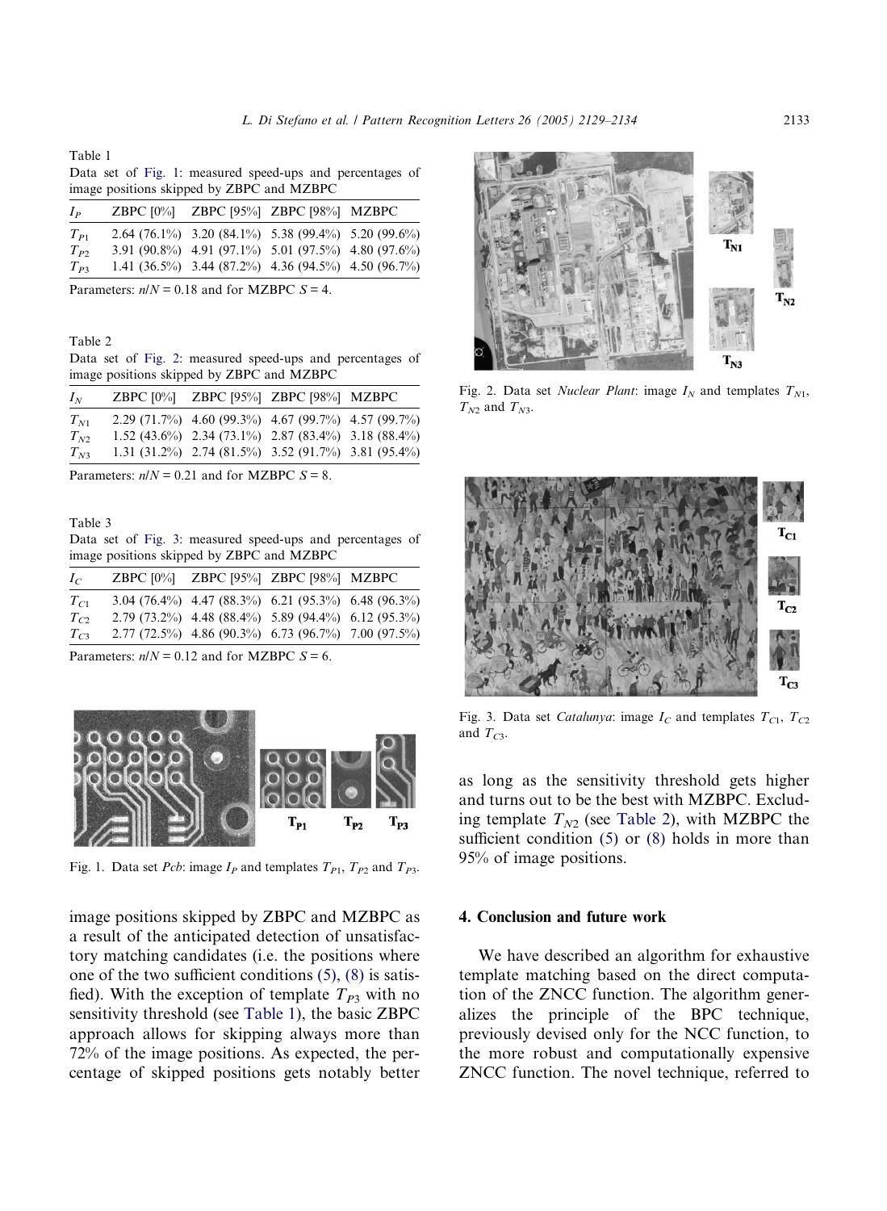Table 1
Data set of Fig. 1: measured speed-ups and percentages of image positions skipped by ZBPC and MZBPC

| $I_P$ | ZBPC [0%] | ZBPC [95%] | ZBPC [98%] | MZBPC |
|---|---|---|---|---|
| $T_{P1}$ | 2.64 (76.1%) | 3.20 (84.1%) | 5.38 (99.4%) | 5.20 (99.6%) |
| $T_{P2}$ | 3.91 (90.8%) | 4.91 (97.1%) | 5.01 (97.5%) | 4.80 (97.6%) |
| $T_{P3}$ | 1.41 (36.5%) | 3.44 (87.2%) | 4.36 (94.5%) | 4.50 (96.7%) |

Parameters: $n/N = 0.18$ and for MZBPC $S = 4$.

Table 2
Data set of Fig. 2: measured speed-ups and percentages of image positions skipped by ZBPC and MZBPC

| $I_N$ | ZBPC [0%] | ZBPC [95%] | ZBPC [98%] | MZBPC |
|---|---|---|---|---|
| $T_{N1}$ | 2.29 (71.7%) | 4.60 (99.3%) | 4.67 (99.7%) | 4.57 (99.7%) |
| $T_{N2}$ | 1.52 (43.6%) | 2.34 (73.1%) | 2.87 (83.4%) | 3.18 (88.4%) |
| $T_{N3}$ | 1.31 (31.2%) | 2.74 (81.5%) | 3.52 (91.7%) | 3.81 (95.4%) |

Parameters: $n/N = 0.21$ and for MZBPC $S = 8$.

Table 3
Data set of Fig. 3: measured speed-ups and percentages of image positions skipped by ZBPC and MZBPC

| $I_C$ | ZBPC [0%] | ZBPC [95%] | ZBPC [98%] | MZBPC |
|---|---|---|---|---|
| $T_{C1}$ | 3.04 (76.4%) | 4.47 (88.3%) | 6.21 (95.3%) | 6.48 (96.3%) |
| $T_{C2}$ | 2.79 (73.2%) | 4.48 (88.4%) | 5.89 (94.4%) | 6.12 (95.3%) |
| $T_{C3}$ | 2.77 (72.5%) | 4.86 (90.3%) | 6.73 (96.7%) | 7.00 (97.5%) |

Parameters: $n/N = 0.12$ and for MZBPC $S = 6$.

Fig. 1. Data set *Pcb*: image $I_P$ and templates $T_{P1}$, $T_{P2}$ and $T_{P3}$.

image positions skipped by ZBPC and MZBPC as a result of the anticipated detection of unsatisfactory matching candidates (i.e. the positions where one of the two sufficient conditions (5), (8) is satisfied). With the exception of template $T_{P3}$ with no sensitivity threshold (see Table 1), the basic ZBPC approach allows for skipping always more than 72% of the image positions. As expected, the percentage of skipped positions gets notably better

Fig. 2. Data set *Nuclear Plant*: image $I_N$ and templates $T_{N1}$, $T_{N2}$ and $T_{N3}$.

Fig. 3. Data set *Catalunya*: image $I_C$ and templates $T_{C1}$, $T_{C2}$ and $T_{C3}$.

as long as the sensitivity threshold gets higher and turns out to be the best with MZBPC. Excluding template $T_{N2}$ (see Table 2), with MZBPC the sufficient condition (5) or (8) holds in more than 95% of image positions.

## 4. Conclusion and future work

We have described an algorithm for exhaustive template matching based on the direct computation of the ZNCC function. The algorithm generalizes the principle of the BPC technique, previously devised only for the NCC function, to the more robust and computationally expensive ZNCC function. The novel technique, referred to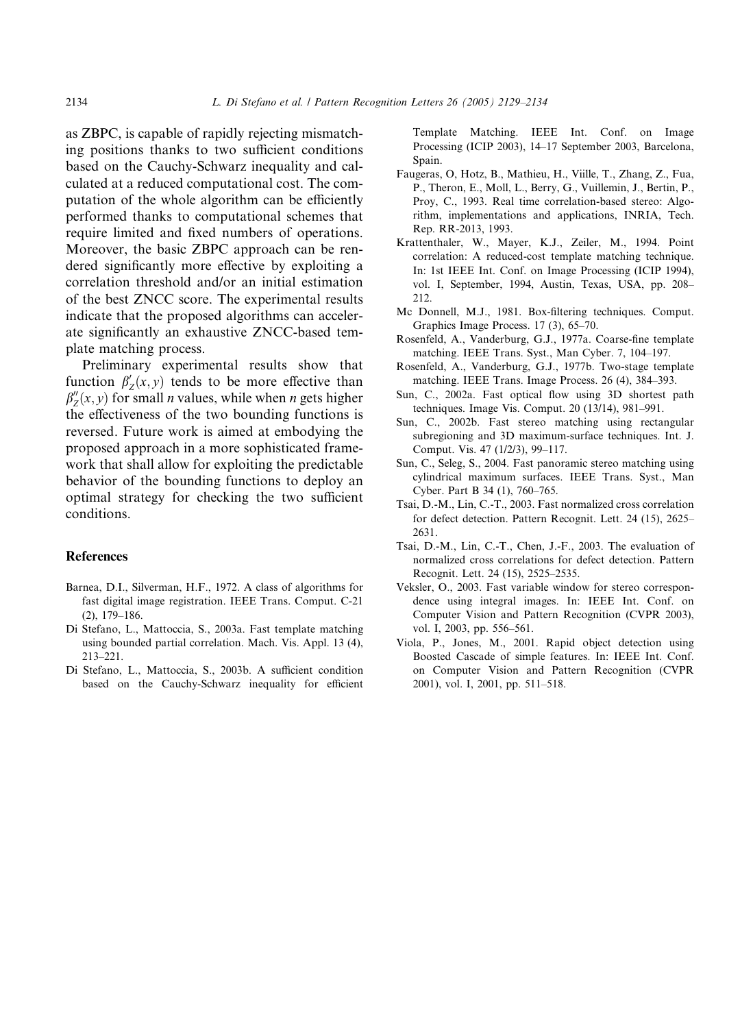as ZBPC, is capable of rapidly rejecting mismatching positions thanks to two sufficient conditions based on the Cauchy-Schwarz inequality and calculated at a reduced computational cost. The computation of the whole algorithm can be efficiently performed thanks to computational schemes that require limited and fixed numbers of operations. Moreover, the basic ZBPC approach can be rendered significantly more effective by exploiting a correlation threshold and/or an initial estimation of the best ZNCC score. The experimental results indicate that the proposed algorithms can accelerate significantly an exhaustive ZNCC-based template matching process.

Preliminary experimental results show that function $\beta'_Z(x, y)$ tends to be more effective than $\beta''_Z(x, y)$ for small $n$ values, while when $n$ gets higher the effectiveness of the two bounding functions is reversed. Future work is aimed at embodying the proposed approach in a more sophisticated framework that shall allow for exploiting the predictable behavior of the bounding functions to deploy an optimal strategy for checking the two sufficient conditions.

## References

Barnea, D.I., Silverman, H.F., 1972. A class of algorithms for fast digital image registration. IEEE Trans. Comput. C-21 (2), 179–186.

Di Stefano, L., Mattoccia, S., 2003a. Fast template matching using bounded partial correlation. Mach. Vis. Appl. 13 (4), 213–221.

Di Stefano, L., Mattoccia, S., 2003b. A sufficient condition based on the Cauchy-Schwarz inequality for efficient Template Matching. IEEE Int. Conf. on Image Processing (ICIP 2003), 14–17 September 2003, Barcelona, Spain.

Faugeras, O, Hotz, B., Mathieu, H., Viille, T., Zhang, Z., Fua, P., Theron, E., Moll, L., Berry, G., Vuillemin, J., Bertin, P., Proy, C., 1993. Real time correlation-based stereo: Algorithm, implementations and applications, INRIA, Tech. Rep. RR-2013, 1993.

Krattenthaler, W., Mayer, K.J., Zeiler, M., 1994. Point correlation: A reduced-cost template matching technique. In: 1st IEEE Int. Conf. on Image Processing (ICIP 1994), vol. I, September, 1994, Austin, Texas, USA, pp. 208–212.

Mc Donnell, M.J., 1981. Box-filtering techniques. Comput. Graphics Image Process. 17 (3), 65–70.

Rosenfeld, A., Vanderburg, G.J., 1977a. Coarse-fine template matching. IEEE Trans. Syst., Man Cyber. 7, 104–197.

Rosenfeld, A., Vanderburg, G.J., 1977b. Two-stage template matching. IEEE Trans. Image Process. 26 (4), 384–393.

Sun, C., 2002a. Fast optical flow using 3D shortest path techniques. Image Vis. Comput. 20 (13/14), 981–991.

Sun, C., 2002b. Fast stereo matching using rectangular subregioning and 3D maximum-surface techniques. Int. J. Comput. Vis. 47 (1/2/3), 99–117.

Sun, C., Seleg, S., 2004. Fast panoramic stereo matching using cylindrical maximum surfaces. IEEE Trans. Syst., Man Cyber. Part B 34 (1), 760–765.

Tsai, D.-M., Lin, C.-T., 2003. Fast normalized cross correlation for defect detection. Pattern Recognit. Lett. 24 (15), 2625–2631.

Tsai, D.-M., Lin, C.-T., Chen, J.-F., 2003. The evaluation of normalized cross correlations for defect detection. Pattern Recognit. Lett. 24 (15), 2525–2535.

Veksler, O., 2003. Fast variable window for stereo correspondence using integral images. In: IEEE Int. Conf. on Computer Vision and Pattern Recognition (CVPR 2003), vol. I, 2003, pp. 556–561.

Viola, P., Jones, M., 2001. Rapid object detection using Boosted Cascade of simple features. In: IEEE Int. Conf. on Computer Vision and Pattern Recognition (CVPR 2001), vol. I, 2001, pp. 511–518.